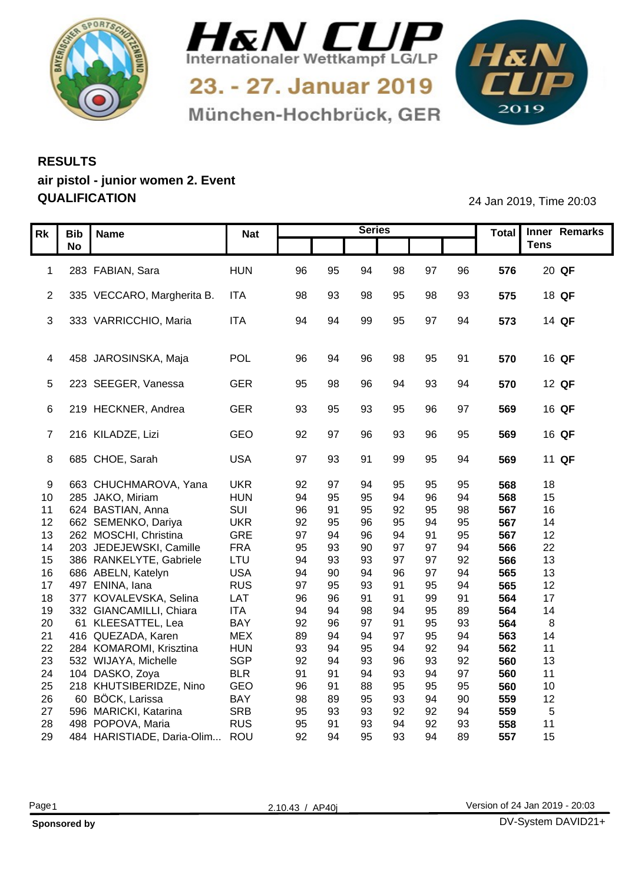# H&N CUP

Internationaler Wettkampf LG/LP

23. - 27. Januar 2019

München-Hochbrück, GER

## RESULTS

### air pistol - junior women 2. Event

### QUALIFICATION

24 Jan 2019, Time 20:03

| Rk | Bib No | Name | Nat | Series | | | | | | Total | Inner Tens | Remarks |
|---|---|---|---|---|---|---|---|---|---|---|---|---|
| 1 | 283 | FABIAN, Sara | HUN | 96 | 95 | 94 | 98 | 97 | 96 | **576** | 20 | **QF** |
| 2 | 335 | VECCARO, Margherita B. | ITA | 98 | 93 | 98 | 95 | 98 | 93 | **575** | 18 | **QF** |
| 3 | 333 | VARRICCHIO, Maria | ITA | 94 | 94 | 99 | 95 | 97 | 94 | **573** | 14 | **QF** |
| 4 | 458 | JAROSINSKA, Maja | POL | 96 | 94 | 96 | 98 | 95 | 91 | **570** | 16 | **QF** |
| 5 | 223 | SEEGER, Vanessa | GER | 95 | 98 | 96 | 94 | 93 | 94 | **570** | 12 | **QF** |
| 6 | 219 | HECKNER, Andrea | GER | 93 | 95 | 93 | 95 | 96 | 97 | **569** | 16 | **QF** |
| 7 | 216 | KILADZE, Lizi | GEO | 92 | 97 | 96 | 93 | 96 | 95 | **569** | 16 | **QF** |
| 8 | 685 | CHOE, Sarah | USA | 97 | 93 | 91 | 99 | 95 | 94 | **569** | 11 | **QF** |
| 9 | 663 | CHUCHMAROVA, Yana | UKR | 92 | 97 | 94 | 95 | 95 | 95 | **568** | 18 | |
| 10 | 285 | JAKO, Miriam | HUN | 94 | 95 | 95 | 94 | 96 | 94 | **568** | 15 | |
| 11 | 624 | BASTIAN, Anna | SUI | 96 | 91 | 95 | 92 | 95 | 98 | **567** | 16 | |
| 12 | 662 | SEMENKO, Dariya | UKR | 92 | 95 | 96 | 95 | 94 | 95 | **567** | 14 | |
| 13 | 262 | MOSCHI, Christina | GRE | 97 | 94 | 96 | 94 | 91 | 95 | **567** | 12 | |
| 14 | 203 | JEDEJEWSKI, Camille | FRA | 95 | 93 | 90 | 97 | 97 | 94 | **566** | 22 | |
| 15 | 386 | RANKELYTE, Gabriele | LTU | 94 | 93 | 93 | 97 | 97 | 92 | **566** | 13 | |
| 16 | 686 | ABELN, Katelyn | USA | 94 | 90 | 94 | 96 | 97 | 94 | **565** | 13 | |
| 17 | 497 | ENINA, Iana | RUS | 97 | 95 | 93 | 91 | 95 | 94 | **565** | 12 | |
| 18 | 377 | KOVALEVSKA, Selina | LAT | 96 | 96 | 91 | 91 | 99 | 91 | **564** | 17 | |
| 19 | 332 | GIANCAMILLI, Chiara | ITA | 94 | 94 | 98 | 94 | 95 | 89 | **564** | 14 | |
| 20 | 61 | KLEESATTEL, Lea | BAY | 92 | 96 | 97 | 91 | 95 | 93 | **564** | 8 | |
| 21 | 416 | QUEZADA, Karen | MEX | 89 | 94 | 94 | 97 | 95 | 94 | **563** | 14 | |
| 22 | 284 | KOMAROMI, Krisztina | HUN | 93 | 94 | 95 | 94 | 92 | 94 | **562** | 11 | |
| 23 | 532 | WIJAYA, Michelle | SGP | 92 | 94 | 93 | 96 | 93 | 92 | **560** | 13 | |
| 24 | 104 | DASKO, Zoya | BLR | 91 | 91 | 94 | 93 | 94 | 97 | **560** | 11 | |
| 25 | 218 | KHUTSIBERIDZE, Nino | GEO | 96 | 91 | 88 | 95 | 95 | 95 | **560** | 10 | |
| 26 | 60 | BÖCK, Larissa | BAY | 98 | 89 | 95 | 93 | 94 | 90 | **559** | 12 | |
| 27 | 596 | MARICKI, Katarina | SRB | 95 | 93 | 93 | 92 | 92 | 94 | **559** | 5 | |
| 28 | 498 | POPOVA, Maria | RUS | 95 | 91 | 93 | 94 | 92 | 93 | **558** | 11 | |
| 29 | 484 | HARISTIADE, Daria-Olim... | ROU | 92 | 94 | 95 | 93 | 94 | 89 | **557** | 15 | |

2.10.43 / AP40j

Version of 24 Jan 2019 - 20:03

**Sponsored by**

DV-System DAVID21+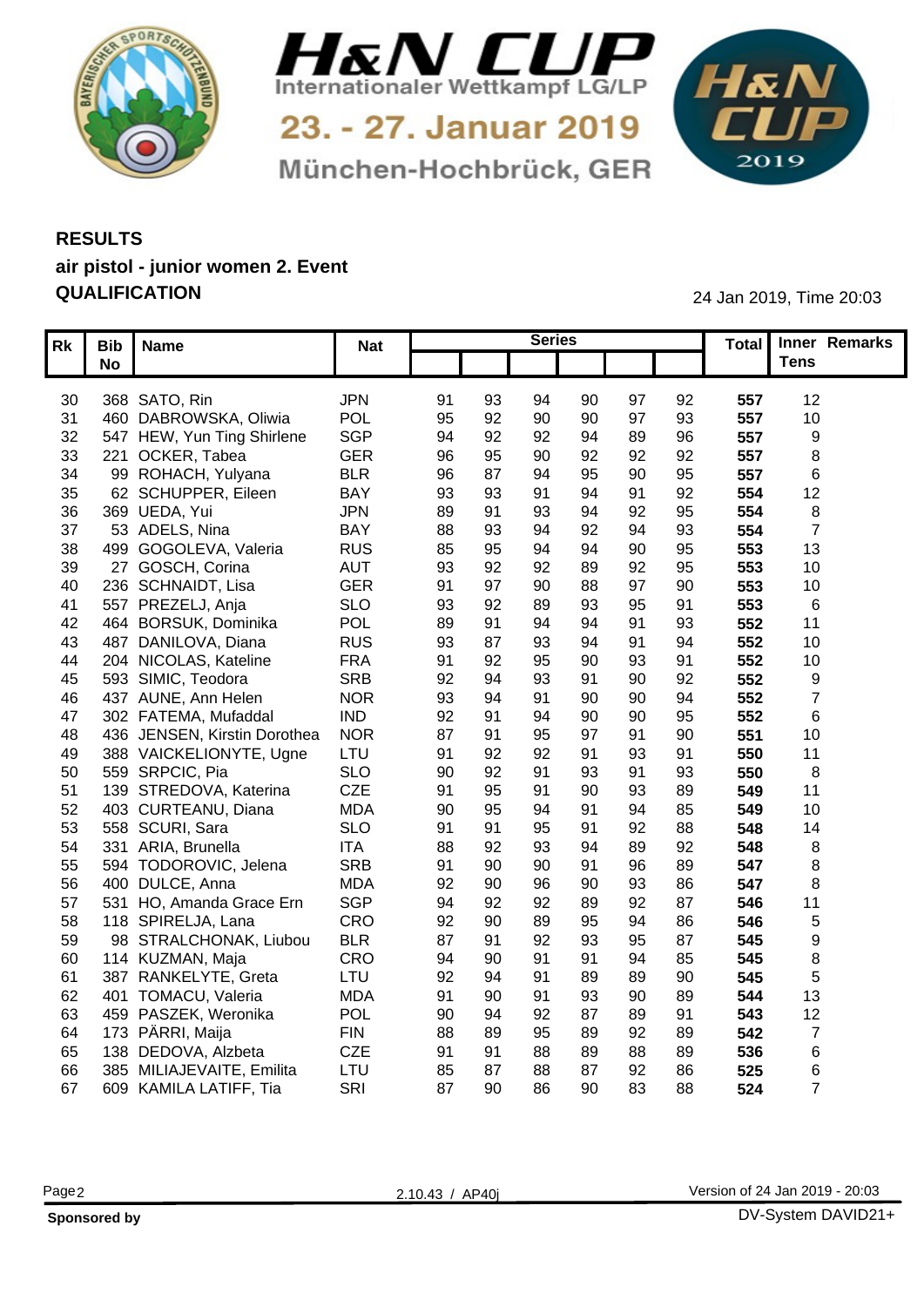# H&N CUP

Internationaler Wettkampf LG/LP

23. - 27. Januar 2019

München-Hochbrück, GER

## RESULTS

**air pistol - junior women 2. Event**

**QUALIFICATION**

24 Jan 2019, Time 20:03

| Rk | Bib No | Name | Nat | Series | | | | | | Total | Inner Tens | Remarks |
|---|---|---|---|---|---|---|---|---|---|---|---|---|
| 30 | 368 | SATO, Rin | JPN | 91 | 93 | 94 | 90 | 97 | 92 | **557** | 12 | |
| 31 | 460 | DABROWSKA, Oliwia | POL | 95 | 92 | 90 | 90 | 97 | 93 | **557** | 10 | |
| 32 | 547 | HEW, Yun Ting Shirlene | SGP | 94 | 92 | 92 | 94 | 89 | 96 | **557** | 9 | |
| 33 | 221 | OCKER, Tabea | GER | 96 | 95 | 90 | 92 | 92 | 92 | **557** | 8 | |
| 34 | 99 | ROHACH, Yulyana | BLR | 96 | 87 | 94 | 95 | 90 | 95 | **557** | 6 | |
| 35 | 62 | SCHUPPER, Eileen | BAY | 93 | 93 | 91 | 94 | 91 | 92 | **554** | 12 | |
| 36 | 369 | UEDA, Yui | JPN | 89 | 91 | 93 | 94 | 92 | 95 | **554** | 8 | |
| 37 | 53 | ADELS, Nina | BAY | 88 | 93 | 94 | 92 | 94 | 93 | **554** | 7 | |
| 38 | 499 | GOGOLEVA, Valeria | RUS | 85 | 95 | 94 | 94 | 90 | 95 | **553** | 13 | |
| 39 | 27 | GOSCH, Corina | AUT | 93 | 92 | 92 | 89 | 92 | 95 | **553** | 10 | |
| 40 | 236 | SCHNAIDT, Lisa | GER | 91 | 97 | 90 | 88 | 97 | 90 | **553** | 10 | |
| 41 | 557 | PREZELJ, Anja | SLO | 93 | 92 | 89 | 93 | 95 | 91 | **553** | 6 | |
| 42 | 464 | BORSUK, Dominika | POL | 89 | 91 | 94 | 94 | 91 | 93 | **552** | 11 | |
| 43 | 487 | DANILOVA, Diana | RUS | 93 | 87 | 93 | 94 | 91 | 94 | **552** | 10 | |
| 44 | 204 | NICOLAS, Kateline | FRA | 91 | 92 | 95 | 90 | 93 | 91 | **552** | 10 | |
| 45 | 593 | SIMIC, Teodora | SRB | 92 | 94 | 93 | 91 | 90 | 92 | **552** | 9 | |
| 46 | 437 | AUNE, Ann Helen | NOR | 93 | 94 | 91 | 90 | 90 | 94 | **552** | 7 | |
| 47 | 302 | FATEMA, Mufaddal | IND | 92 | 91 | 94 | 90 | 90 | 95 | **552** | 6 | |
| 48 | 436 | JENSEN, Kirstin Dorothea | NOR | 87 | 91 | 95 | 97 | 91 | 90 | **551** | 10 | |
| 49 | 388 | VAICKELIONYTE, Ugne | LTU | 91 | 92 | 92 | 91 | 93 | 91 | **550** | 11 | |
| 50 | 559 | SRPCIC, Pia | SLO | 90 | 92 | 91 | 93 | 91 | 93 | **550** | 8 | |
| 51 | 139 | STREDOVA, Katerina | CZE | 91 | 95 | 91 | 90 | 93 | 89 | **549** | 11 | |
| 52 | 403 | CURTEANU, Diana | MDA | 90 | 95 | 94 | 91 | 94 | 85 | **549** | 10 | |
| 53 | 558 | SCURI, Sara | SLO | 91 | 91 | 95 | 91 | 92 | 88 | **548** | 14 | |
| 54 | 331 | ARIA, Brunella | ITA | 88 | 92 | 93 | 94 | 89 | 92 | **548** | 8 | |
| 55 | 594 | TODOROVIC, Jelena | SRB | 91 | 90 | 90 | 91 | 96 | 89 | **547** | 8 | |
| 56 | 400 | DULCE, Anna | MDA | 92 | 90 | 96 | 90 | 93 | 86 | **547** | 8 | |
| 57 | 531 | HO, Amanda Grace Ern | SGP | 94 | 92 | 92 | 89 | 92 | 87 | **546** | 11 | |
| 58 | 118 | SPIRELJA, Lana | CRO | 92 | 90 | 89 | 95 | 94 | 86 | **546** | 5 | |
| 59 | 98 | STRALCHONAK, Liubou | BLR | 87 | 91 | 92 | 93 | 95 | 87 | **545** | 9 | |
| 60 | 114 | KUZMAN, Maja | CRO | 94 | 90 | 91 | 91 | 94 | 85 | **545** | 8 | |
| 61 | 387 | RANKELYTE, Greta | LTU | 92 | 94 | 91 | 89 | 89 | 90 | **545** | 5 | |
| 62 | 401 | TOMACU, Valeria | MDA | 91 | 90 | 91 | 93 | 90 | 89 | **544** | 13 | |
| 63 | 459 | PASZEK, Weronika | POL | 90 | 94 | 92 | 87 | 89 | 91 | **543** | 12 | |
| 64 | 173 | PÄRRI, Maija | FIN | 88 | 89 | 95 | 89 | 92 | 89 | **542** | 7 | |
| 65 | 138 | DEDOVA, Alzbeta | CZE | 91 | 91 | 88 | 89 | 88 | 89 | **536** | 6 | |
| 66 | 385 | MILIAJEVAITE, Emilita | LTU | 85 | 87 | 88 | 87 | 92 | 86 | **525** | 6 | |
| 67 | 609 | KAMILA LATIFF, Tia | SRI | 87 | 90 | 86 | 90 | 83 | 88 | **524** | 7 | |

2.10.43 / AP40j

Version of 24 Jan 2019 - 20:03

**Sponsored by**

DV-System DAVID21+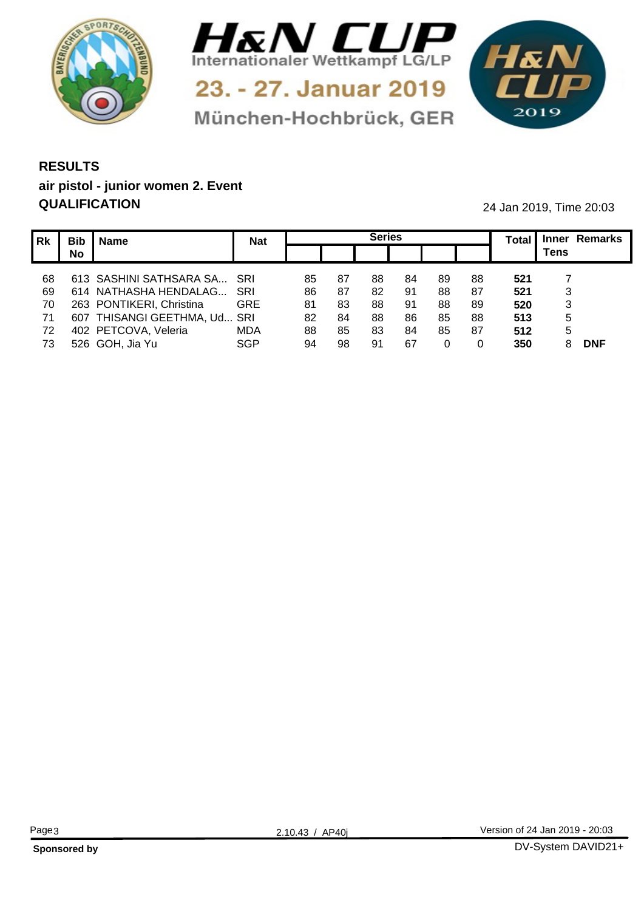# H&N CUP

Internationaler Wettkampf LG/LP

23. - 27. Januar 2019

München-Hochbrück, GER

**RESULTS**

**air pistol - junior women 2. Event**

**QUALIFICATION**

24 Jan 2019, Time 20:03

| Rk | Bib No | Name | Nat | Series | | | | | | Total | Inner Tens | Remarks |
|---|---|---|---|---|---|---|---|---|---|---|---|---|
| 68 | 613 | SASHINI SATHSARA SA... | SRI | 85 | 87 | 88 | 84 | 89 | 88 | **521** | 7 | |
| 69 | 614 | NATHASHA HENDALAG... | SRI | 86 | 87 | 82 | 91 | 88 | 87 | **521** | 3 | |
| 70 | 263 | PONTIKERI, Christina | GRE | 81 | 83 | 88 | 91 | 88 | 89 | **520** | 3 | |
| 71 | 607 | THISANGI GEETHMA, Ud... | SRI | 82 | 84 | 88 | 86 | 85 | 88 | **513** | 5 | |
| 72 | 402 | PETCOVA, Veleria | MDA | 88 | 85 | 83 | 84 | 85 | 87 | **512** | 5 | |
| 73 | 526 | GOH, Jia Yu | SGP | 94 | 98 | 91 | 67 | 0 | 0 | **350** | 8 | **DNF** |

2.10.43 / AP40j

Version of 24 Jan 2019 - 20:03

**Sponsored by**

DV-System DAVID21+